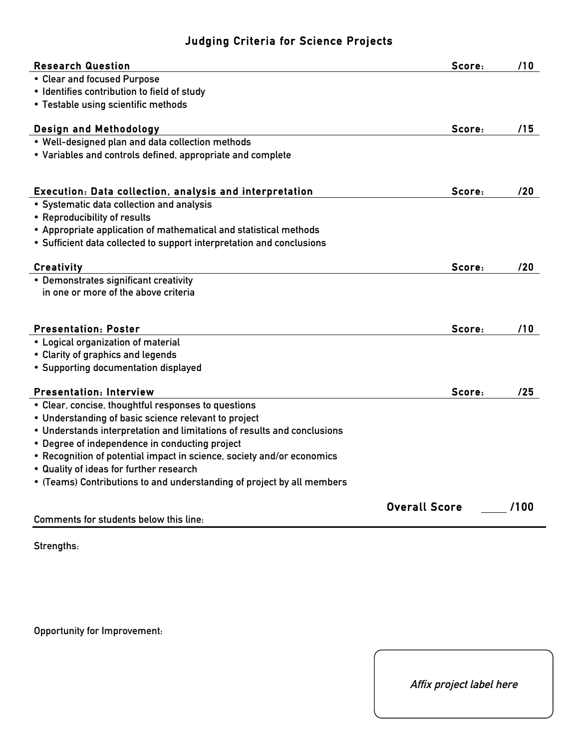# Judging Criteria for Science Projects

**Research Question** — Score: /10

- Clear and focused Purpose
- Identifies contribution to field of study
- Testable using scientific methods

**Design and Methodology** — Score: /15

- Well-designed plan and data collection methods
- Variables and controls defined, appropriate and complete

**Execution: Data collection, analysis and interpretation** — Score: /20

- Systematic data collection and analysis
- Reproducibility of results
- Appropriate application of mathematical and statistical methods
- Sufficient data collected to support interpretation and conclusions

**Creativity** — Score: /20

- Demonstrates significant creativity in one or more of the above criteria

**Presentation: Poster** — Score: /10

- Logical organization of material
- Clarity of graphics and legends
- Supporting documentation displayed

**Presentation: Interview** — Score: /25

- Clear, concise, thoughtful responses to questions
- Understanding of basic science relevant to project
- Understands interpretation and limitations of results and conclusions
- Degree of independence in conducting project
- Recognition of potential impact in science, society and/or economics
- Quality of ideas for further research
- (Teams) Contributions to and understanding of project by all members

**Overall Score** ____ /100

Comments for students below this line:

---

Strengths:

Opportunity for Improvement:

*Affix project label here*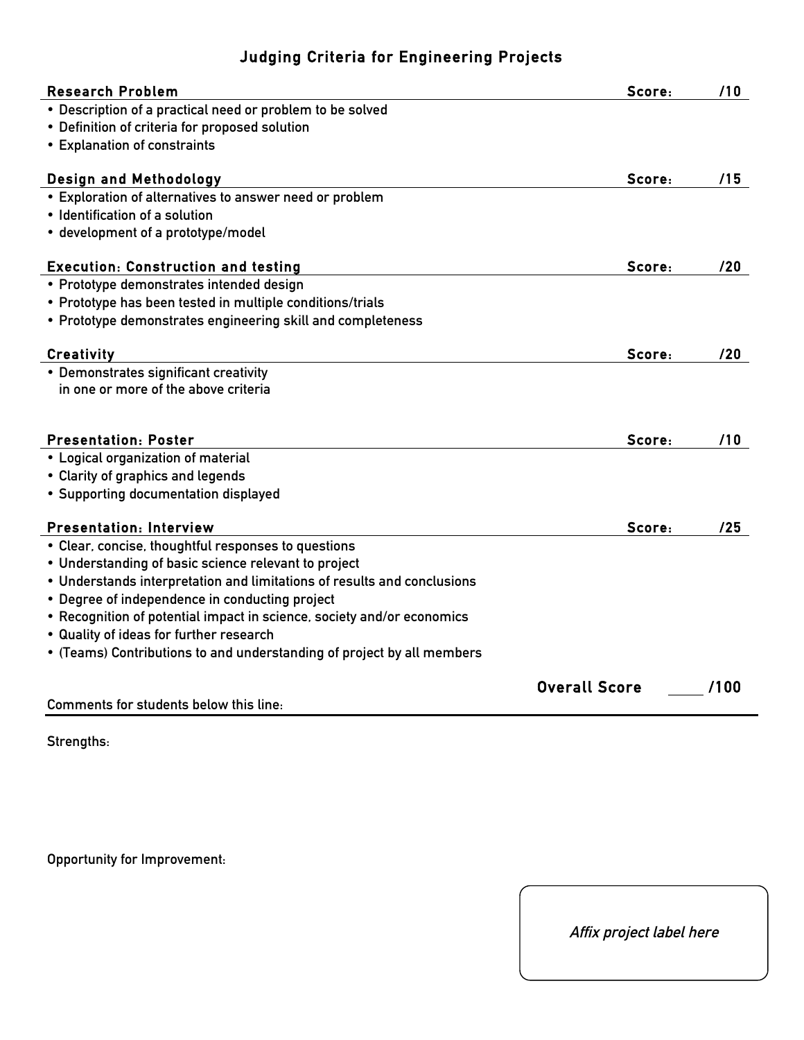# Judging Criteria for Engineering Projects

## Research Problem — Score: /10

- Description of a practical need or problem to be solved
- Definition of criteria for proposed solution
- Explanation of constraints

## Design and Methodology — Score: /15

- Exploration of alternatives to answer need or problem
- Identification of a solution
- development of a prototype/model

## Execution: Construction and testing — Score: /20

- Prototype demonstrates intended design
- Prototype has been tested in multiple conditions/trials
- Prototype demonstrates engineering skill and completeness

## Creativity — Score: /20

- Demonstrates significant creativity in one or more of the above criteria

## Presentation: Poster — Score: /10

- Logical organization of material
- Clarity of graphics and legends
- Supporting documentation displayed

## Presentation: Interview — Score: /25

- Clear, concise, thoughtful responses to questions
- Understanding of basic science relevant to project
- Understands interpretation and limitations of results and conclusions
- Degree of independence in conducting project
- Recognition of potential impact in science, society and/or economics
- Quality of ideas for further research
- (Teams) Contributions to and understanding of project by all members

**Overall Score** ____ /100

Comments for students below this line:

Strengths:

Opportunity for Improvement:

*Affix project label here*